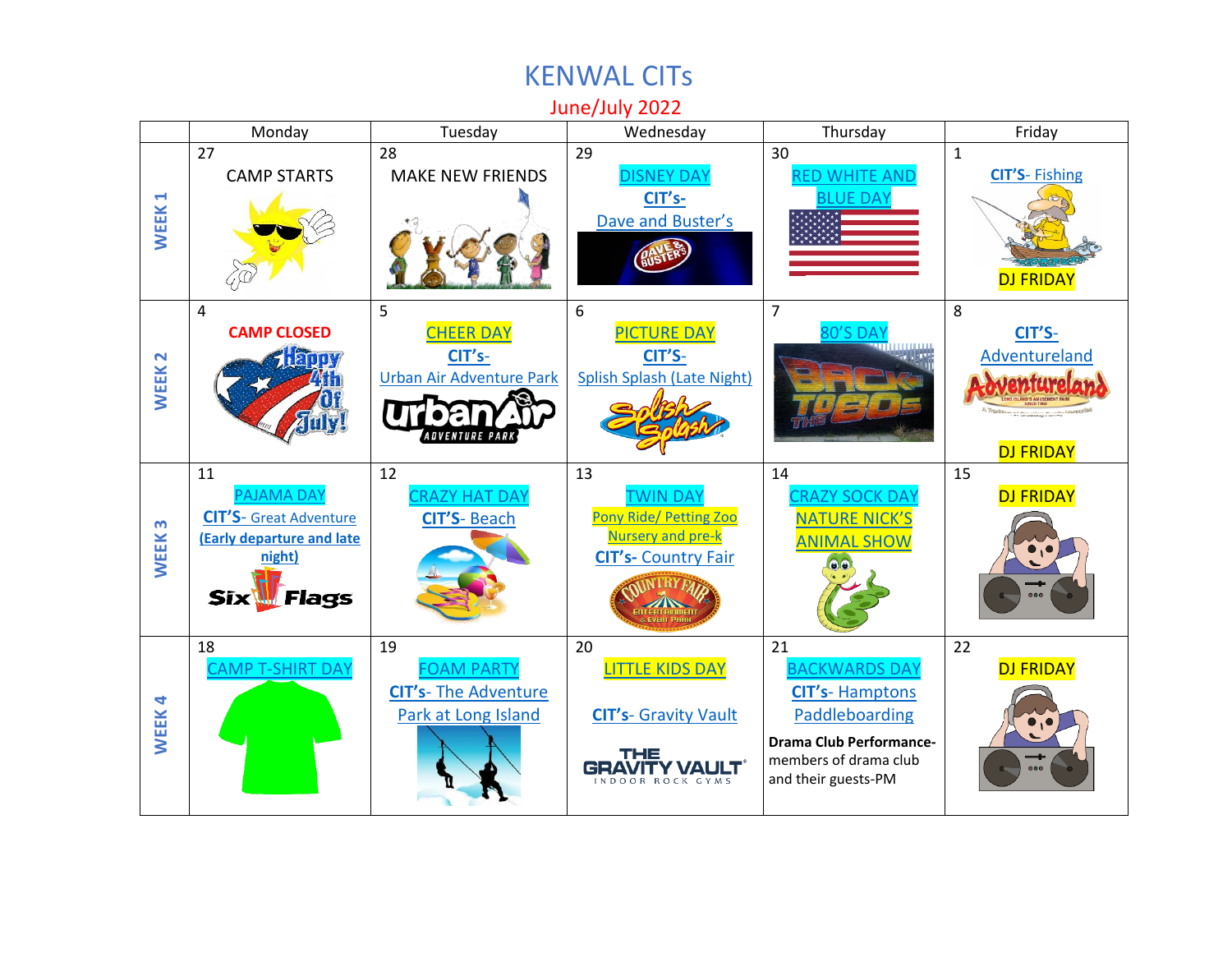# KENWAL CITs

## June/July 2022

| | Monday | Tuesday | Wednesday | Thursday | Friday |
|---|---|---|---|---|---|
| WEEK 1 | 27 CAMP STARTS | 28 MAKE NEW FRIENDS | 29 DISNEY DAY **CIT's-** Dave and Buster's | 30 RED WHITE AND BLUE DAY | 1 **CIT'S-** Fishing DJ FRIDAY |
| WEEK 2 | 4 **CAMP CLOSED** | 5 CHEER DAY **CIT's-** Urban Air Adventure Park | 6 PICTURE DAY **CIT'S-** Splish Splash (Late Night) | 7 80'S DAY | 8 **CIT'S-** Adventureland DJ FRIDAY |
| WEEK 3 | 11 PAJAMA DAY **CIT'S-** Great Adventure **(Early departure and late night)** | 12 CRAZY HAT DAY **CIT'S-** Beach | 13 TWIN DAY Pony Ride/ Petting Zoo Nursery and pre-k **CIT's-** Country Fair | 14 CRAZY SOCK DAY NATURE NICK'S ANIMAL SHOW | 15 DJ FRIDAY |
| WEEK 4 | 18 CAMP T-SHIRT DAY | 19 FOAM PARTY **CIT's-** The Adventure Park at Long Island | 20 LITTLE KIDS DAY **CIT's-** Gravity Vault | 21 BACKWARDS DAY **CIT's-** Hamptons Paddleboarding **Drama Club Performance-** members of drama club and their guests-PM | 22 DJ FRIDAY |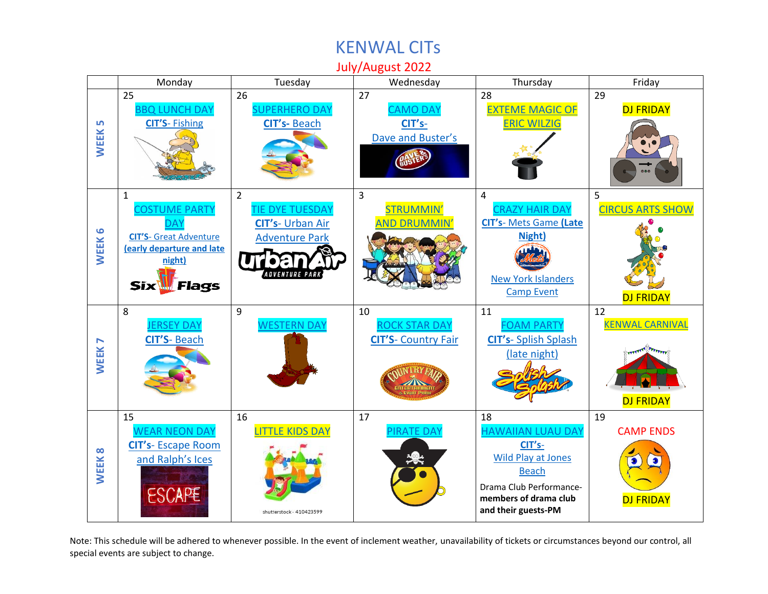# KENWAL CITs

## July/August 2022

| | Monday | Tuesday | Wednesday | Thursday | Friday |
|---|---|---|---|---|---|
| WEEK 5 | 25 BBQ LUNCH DAY **CIT'S**- Fishing | 26 SUPERHERO DAY **CIT's**- Beach | 27 CAMO DAY **CIT's**- Dave and Buster's | 28 EXTEME MAGIC OF ERIC WILZIG | 29 DJ FRIDAY |
| WEEK 6 | 1 COSTUME PARTY DAY **CIT'S**- Great Adventure **(early departure and late night)** | 2 TIE DYE TUESDAY **CIT's**- Urban Air Adventure Park | 3 STRUMMIN' AND DRUMMIN' | 4 CRAZY HAIR DAY **CIT's**- Mets Game **(Late Night)** New York Islanders Camp Event | 5 CIRCUS ARTS SHOW DJ FRIDAY |
| WEEK 7 | 8 JERSEY DAY **CIT'S**- Beach | 9 WESTERN DAY | 10 ROCK STAR DAY **CIT'S**- Country Fair | 11 FOAM PARTY **CIT's**- Splish Splash (late night) | 12 KENWAL CARNIVAL DJ FRIDAY |
| WEEK 8 | 15 WEAR NEON DAY **CIT's**- Escape Room and Ralph's Ices | 16 LITTLE KIDS DAY | 17 PIRATE DAY | 18 HAWAIIAN LUAU DAY **CIT's**- Wild Play at Jones Beach Drama Club Performance- **members of drama club and their guests-PM** | 19 CAMP ENDS DJ FRIDAY |

Note: This schedule will be adhered to whenever possible. In the event of inclement weather, unavailability of tickets or circumstances beyond our control, all special events are subject to change.